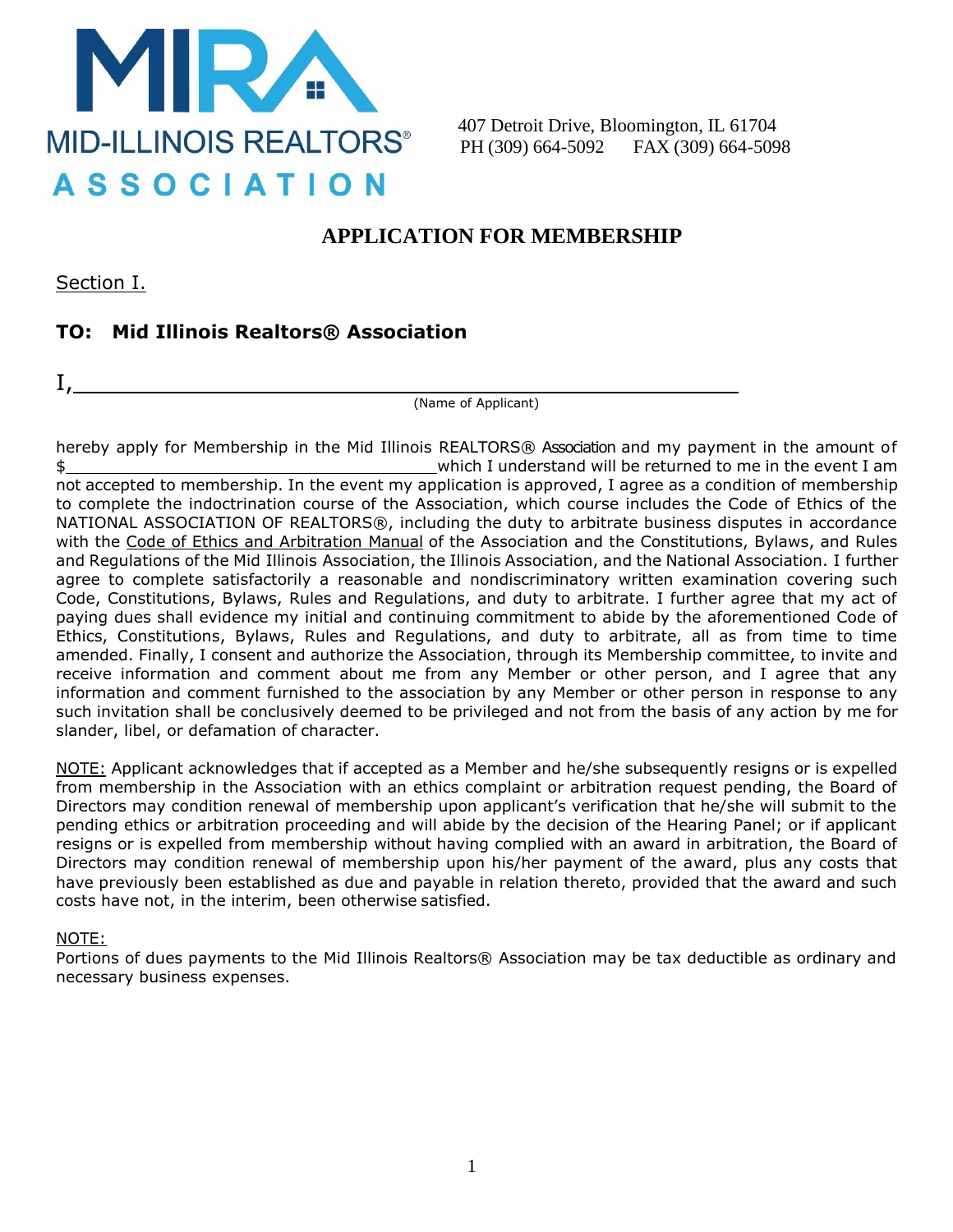MIRA

MID-ILLINOIS REALTORS®
ASSOCIATION

407 Detroit Drive, Bloomington, IL 61704
PH (309) 664-5092 FAX (309) 664-5098

# APPLICATION FOR MEMBERSHIP

Section I.

## TO: Mid Illinois Realtors® Association

I,\_\_\_\_\_\_\_\_\_\_\_\_\_\_\_\_\_\_\_\_\_\_\_\_\_\_\_\_\_\_\_\_\_\_\_\_\_\_\_\_\_\_\_\_\_\_\_\_
(Name of Applicant)

hereby apply for Membership in the Mid Illinois REALTORS® Association and my payment in the amount of $\_\_\_\_\_\_\_\_\_\_\_\_\_\_\_\_\_\_\_\_\_\_\_\_\_\_\_\_\_\_\_\_ which I understand will be returned to me in the event I am not accepted to membership. In the event my application is approved, I agree as a condition of membership to complete the indoctrination course of the Association, which course includes the Code of Ethics of the NATIONAL ASSOCIATION OF REALTORS®, including the duty to arbitrate business disputes in accordance with the Code of Ethics and Arbitration Manual of the Association and the Constitutions, Bylaws, and Rules and Regulations of the Mid Illinois Association, the Illinois Association, and the National Association. I further agree to complete satisfactorily a reasonable and nondiscriminatory written examination covering such Code, Constitutions, Bylaws, Rules and Regulations, and duty to arbitrate. I further agree that my act of paying dues shall evidence my initial and continuing commitment to abide by the aforementioned Code of Ethics, Constitutions, Bylaws, Rules and Regulations, and duty to arbitrate, all as from time to time amended. Finally, I consent and authorize the Association, through its Membership committee, to invite and receive information and comment about me from any Member or other person, and I agree that any information and comment furnished to the association by any Member or other person in response to any such invitation shall be conclusively deemed to be privileged and not from the basis of any action by me for slander, libel, or defamation of character.

NOTE: Applicant acknowledges that if accepted as a Member and he/she subsequently resigns or is expelled from membership in the Association with an ethics complaint or arbitration request pending, the Board of Directors may condition renewal of membership upon applicant's verification that he/she will submit to the pending ethics or arbitration proceeding and will abide by the decision of the Hearing Panel; or if applicant resigns or is expelled from membership without having complied with an award in arbitration, the Board of Directors may condition renewal of membership upon his/her payment of the award, plus any costs that have previously been established as due and payable in relation thereto, provided that the award and such costs have not, in the interim, been otherwise satisfied.

NOTE:
Portions of dues payments to the Mid Illinois Realtors® Association may be tax deductible as ordinary and necessary business expenses.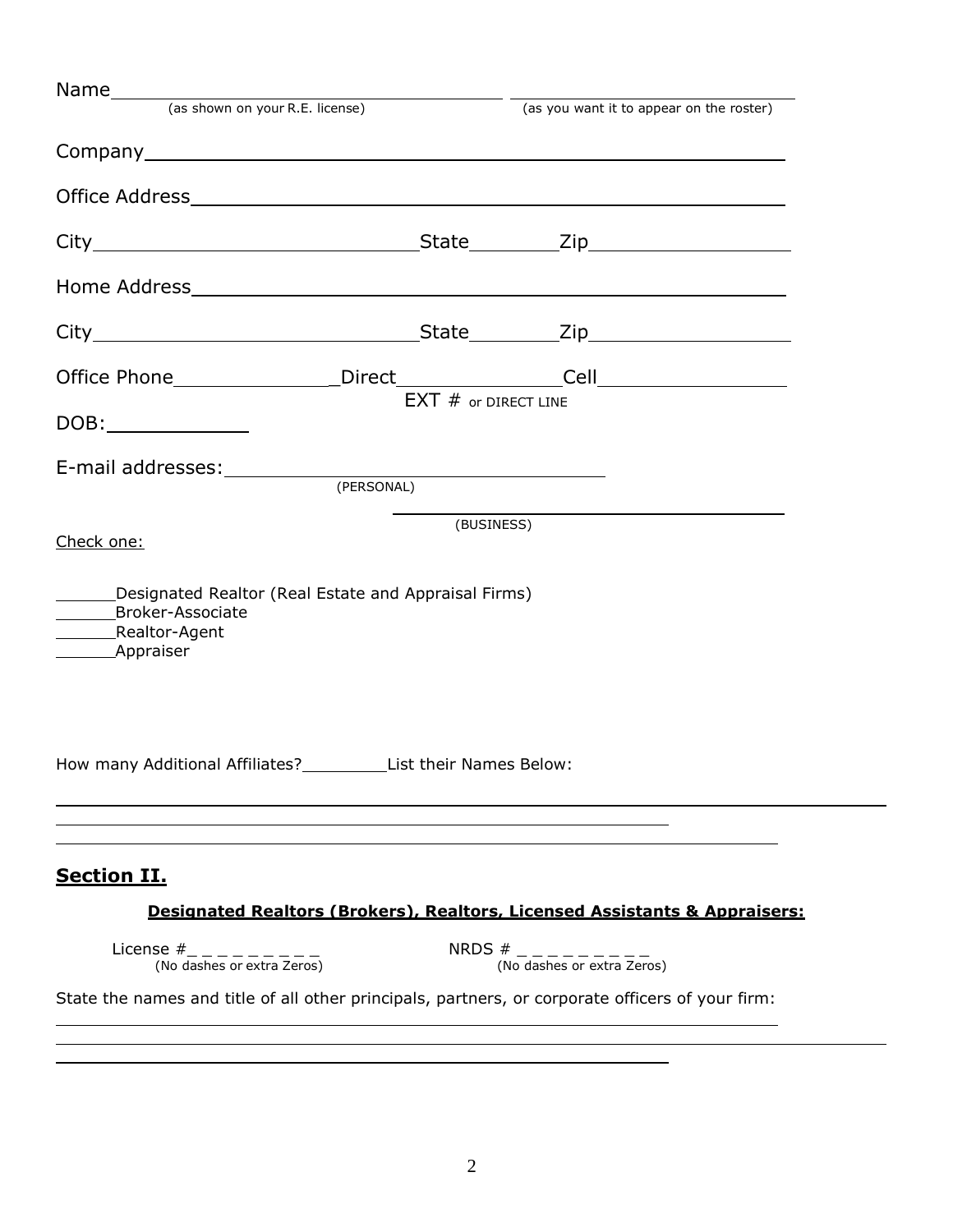Name\_\_\_\_\_\_\_\_\_\_\_\_\_\_\_\_\_\_\_\_\_\_\_\_\_\_\_\_\_\_\_\_\_\_\_\_\_\_ \_\_\_\_\_\_\_\_\_\_\_\_\_\_\_\_\_\_\_\_\_\_\_\_\_\_\_\_\_\_\_\_\_\_

(as shown on your R.E. license) (as you want it to appear on the roster)

Company\_\_\_\_\_\_\_\_\_\_\_\_\_\_\_\_\_\_\_\_\_\_\_\_\_\_\_\_\_\_\_\_\_\_\_\_\_\_\_\_\_\_\_\_\_\_\_\_\_\_\_\_\_\_\_\_\_\_\_\_

Office Address\_\_\_\_\_\_\_\_\_\_\_\_\_\_\_\_\_\_\_\_\_\_\_\_\_\_\_\_\_\_\_\_\_\_\_\_\_\_\_\_\_\_\_\_\_\_\_\_\_\_\_\_\_\_

City\_\_\_\_\_\_\_\_\_\_\_\_\_\_\_\_\_\_\_\_\_\_\_\_\_\_\_\_\_\_\_\_State\_\_\_\_\_\_\_\_Zip\_\_\_\_\_\_\_\_\_\_\_\_\_\_\_\_\_\_

Home Address\_\_\_\_\_\_\_\_\_\_\_\_\_\_\_\_\_\_\_\_\_\_\_\_\_\_\_\_\_\_\_\_\_\_\_\_\_\_\_\_\_\_\_\_\_\_\_\_\_\_\_\_\_\_

City\_\_\_\_\_\_\_\_\_\_\_\_\_\_\_\_\_\_\_\_\_\_\_\_\_\_\_\_\_\_\_\_State\_\_\_\_\_\_\_\_Zip\_\_\_\_\_\_\_\_\_\_\_\_\_\_\_\_\_\_

Office Phone\_\_\_\_\_\_\_\_\_\_\_\_\_\_\_\_Direct\_\_\_\_\_\_\_\_\_\_\_\_\_\_\_\_Cell\_\_\_\_\_\_\_\_\_\_\_\_\_\_\_\_\_\_

EXT # or DIRECT LINE

DOB:\_\_\_\_\_\_\_\_\_\_\_\_\_

E-mail addresses:\_\_\_\_\_\_\_\_\_\_\_\_\_\_\_\_\_\_\_\_\_\_\_\_\_\_\_\_\_\_\_\_\_\_\_\_\_\_\_\_\_\_

(PERSONAL)

\_\_\_\_\_\_\_\_\_\_\_\_\_\_\_\_\_\_\_\_\_\_\_\_\_\_\_\_\_\_\_\_\_\_\_\_\_\_\_\_\_\_

(BUSINESS)

Check one:

\_\_\_\_\_\_Designated Realtor (Real Estate and Appraisal Firms)
\_\_\_\_\_\_Broker-Associate
\_\_\_\_\_\_Realtor-Agent
\_\_\_\_\_\_Appraiser

How many Additional Affiliates?\_\_\_\_\_\_\_\_\_List their Names Below:

\_\_\_\_\_\_\_\_\_\_\_\_\_\_\_\_\_\_\_\_\_\_\_\_\_\_\_\_\_\_\_\_\_\_\_\_\_\_\_\_\_\_\_\_\_\_\_\_\_\_\_\_\_\_\_\_\_\_\_\_\_\_\_\_\_\_\_\_\_\_\_\_\_\_\_\_\_\_

\_\_\_\_\_\_\_\_\_\_\_\_\_\_\_\_\_\_\_\_\_\_\_\_\_\_\_\_\_\_\_\_\_\_\_\_\_\_\_\_\_\_\_\_\_\_\_\_\_\_\_\_\_\_\_\_\_\_\_

\_\_\_\_\_\_\_\_\_\_\_\_\_\_\_\_\_\_\_\_\_\_\_\_\_\_\_\_\_\_\_\_\_\_\_\_\_\_\_\_\_\_\_\_\_\_\_\_\_\_\_\_\_\_\_\_\_\_\_\_\_\_\_\_\_\_\_\_

## Section II.

**Designated Realtors (Brokers), Realtors, Licensed Assistants & Appraisers:**

License #\_ \_ \_ \_ \_ \_ \_ \_ \_ NRDS # \_ \_ \_ \_ \_ \_ \_ \_ \_ \_

(No dashes or extra Zeros) (No dashes or extra Zeros)

State the names and title of all other principals, partners, or corporate officers of your firm:

\_\_\_\_\_\_\_\_\_\_\_\_\_\_\_\_\_\_\_\_\_\_\_\_\_\_\_\_\_\_\_\_\_\_\_\_\_\_\_\_\_\_\_\_\_\_\_\_\_\_\_\_\_\_\_\_\_\_\_\_\_\_\_\_\_\_\_\_

\_\_\_\_\_\_\_\_\_\_\_\_\_\_\_\_\_\_\_\_\_\_\_\_\_\_\_\_\_\_\_\_\_\_\_\_\_\_\_\_\_\_\_\_\_\_\_\_\_\_\_\_\_\_\_\_\_\_\_\_\_\_\_\_\_\_\_\_\_\_\_\_\_\_\_\_\_\_

\_\_\_\_\_\_\_\_\_\_\_\_\_\_\_\_\_\_\_\_\_\_\_\_\_\_\_\_\_\_\_\_\_\_\_\_\_\_\_\_\_\_\_\_\_\_\_\_\_\_\_\_\_\_\_\_\_\_\_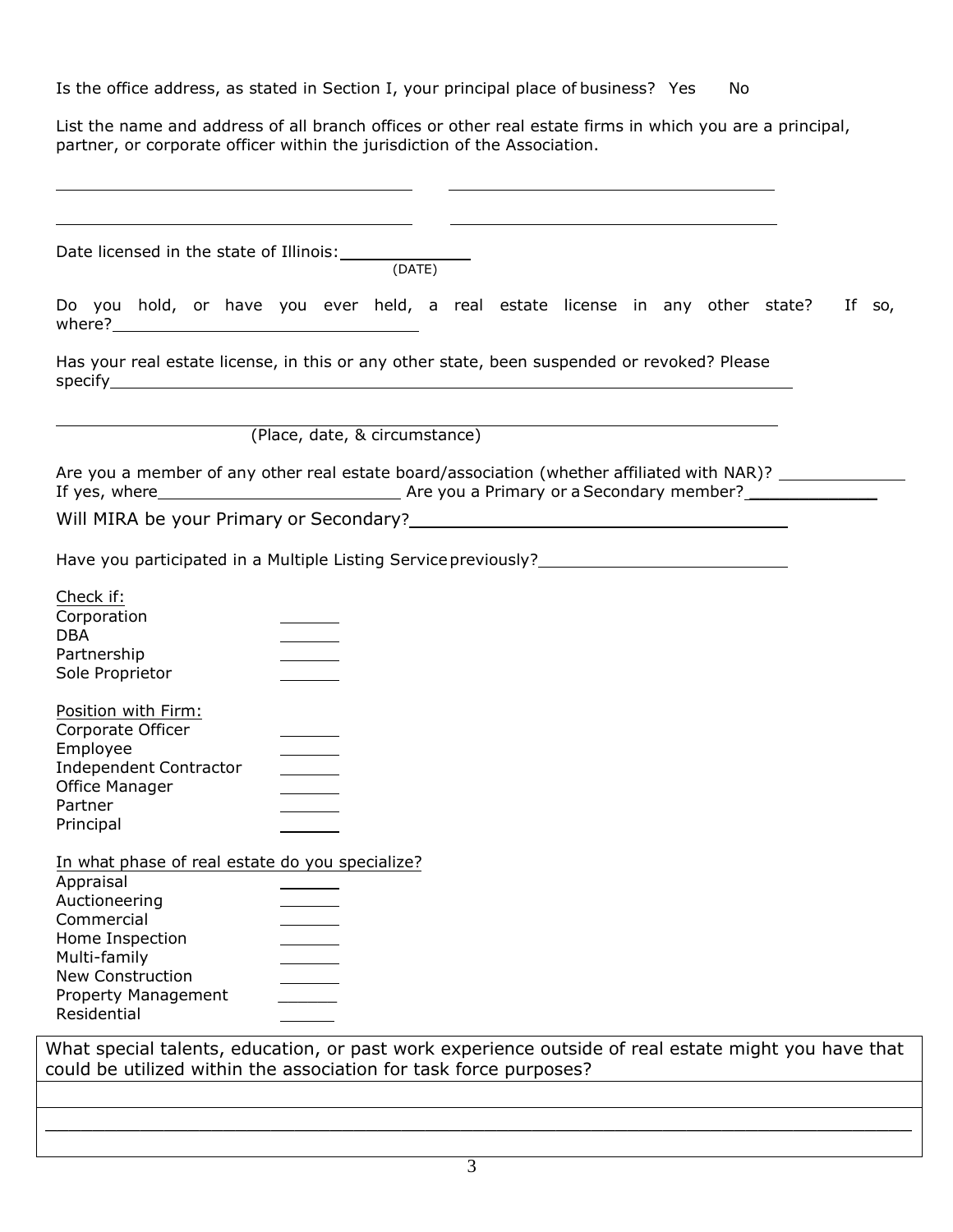Is the office address, as stated in Section I, your principal place of business? Yes No

List the name and address of all branch offices or other real estate firms in which you are a principal, partner, or corporate officer within the jurisdiction of the Association.

\_\_\_\_\_\_\_\_\_\_\_\_\_\_\_\_\_\_\_\_\_\_\_\_\_\_\_\_\_\_\_\_\_\_\_\_ \_\_\_\_\_\_\_\_\_\_\_\_\_\_\_\_\_\_\_\_\_\_\_\_\_\_\_\_\_\_\_\_\_\_\_\_

\_\_\_\_\_\_\_\_\_\_\_\_\_\_\_\_\_\_\_\_\_\_\_\_\_\_\_\_\_\_\_\_\_\_\_\_ \_\_\_\_\_\_\_\_\_\_\_\_\_\_\_\_\_\_\_\_\_\_\_\_\_\_\_\_\_\_\_\_\_\_\_\_

Date licensed in the state of Illinois: \_\_\_\_\_\_\_\_\_\_\_\_
(DATE)

Do you hold, or have you ever held, a real estate license in any other state? If so, where? \_\_\_\_\_\_\_\_\_\_\_\_\_\_\_\_\_\_\_\_\_\_\_\_\_\_\_\_

Has your real estate license, in this or any other state, been suspended or revoked? Please specify \_\_\_\_\_\_\_\_\_\_\_\_\_\_\_\_\_\_\_\_\_\_\_\_\_\_\_\_\_\_\_\_\_\_\_\_\_\_\_\_\_\_\_\_\_\_\_\_\_\_\_\_\_\_\_\_\_\_\_\_\_\_\_\_\_\_\_\_

\_\_\_\_\_\_\_\_\_\_\_\_\_\_\_\_\_\_\_\_\_\_\_\_\_\_\_\_\_\_\_\_\_\_\_\_\_\_\_\_\_\_\_\_\_\_\_\_\_\_\_\_\_\_\_\_\_\_\_\_\_\_\_\_\_\_\_\_\_\_\_\_\_\_
(Place, date, & circumstance)

Are you a member of any other real estate board/association (whether affiliated with NAR)? \_\_\_\_\_\_\_\_\_\_\_\_
If yes, where \_\_\_\_\_\_\_\_\_\_\_\_\_\_\_\_\_\_\_\_\_\_ Are you a Primary or a Secondary member? \_\_\_\_\_\_\_\_\_\_\_\_

Will MIRA be your Primary or Secondary? \_\_\_\_\_\_\_\_\_\_\_\_\_\_\_\_\_\_\_\_\_\_\_\_\_\_\_\_\_\_\_\_\_\_\_\_

Have you participated in a Multiple Listing Service previously? \_\_\_\_\_\_\_\_\_\_\_\_\_\_\_\_\_\_\_\_\_\_\_

Check if:

- Corporation \_\_\_\_\_\_
- DBA \_\_\_\_\_\_
- Partnership \_\_\_\_\_\_
- Sole Proprietor \_\_\_\_\_\_

Position with Firm:

- Corporate Officer \_\_\_\_\_\_
- Employee \_\_\_\_\_\_
- Independent Contractor \_\_\_\_\_\_
- Office Manager \_\_\_\_\_\_
- Partner \_\_\_\_\_\_
- Principal \_\_\_\_\_\_

In what phase of real estate do you specialize?

- Appraisal \_\_\_\_\_\_
- Auctioneering \_\_\_\_\_\_
- Commercial \_\_\_\_\_\_
- Home Inspection \_\_\_\_\_\_
- Multi-family \_\_\_\_\_\_
- New Construction \_\_\_\_\_\_
- Property Management \_\_\_\_\_\_
- Residential \_\_\_\_\_\_

| What special talents, education, or past work experience outside of real estate might you have that could be utilized within the association for task force purposes? |
| --- |
| |
| |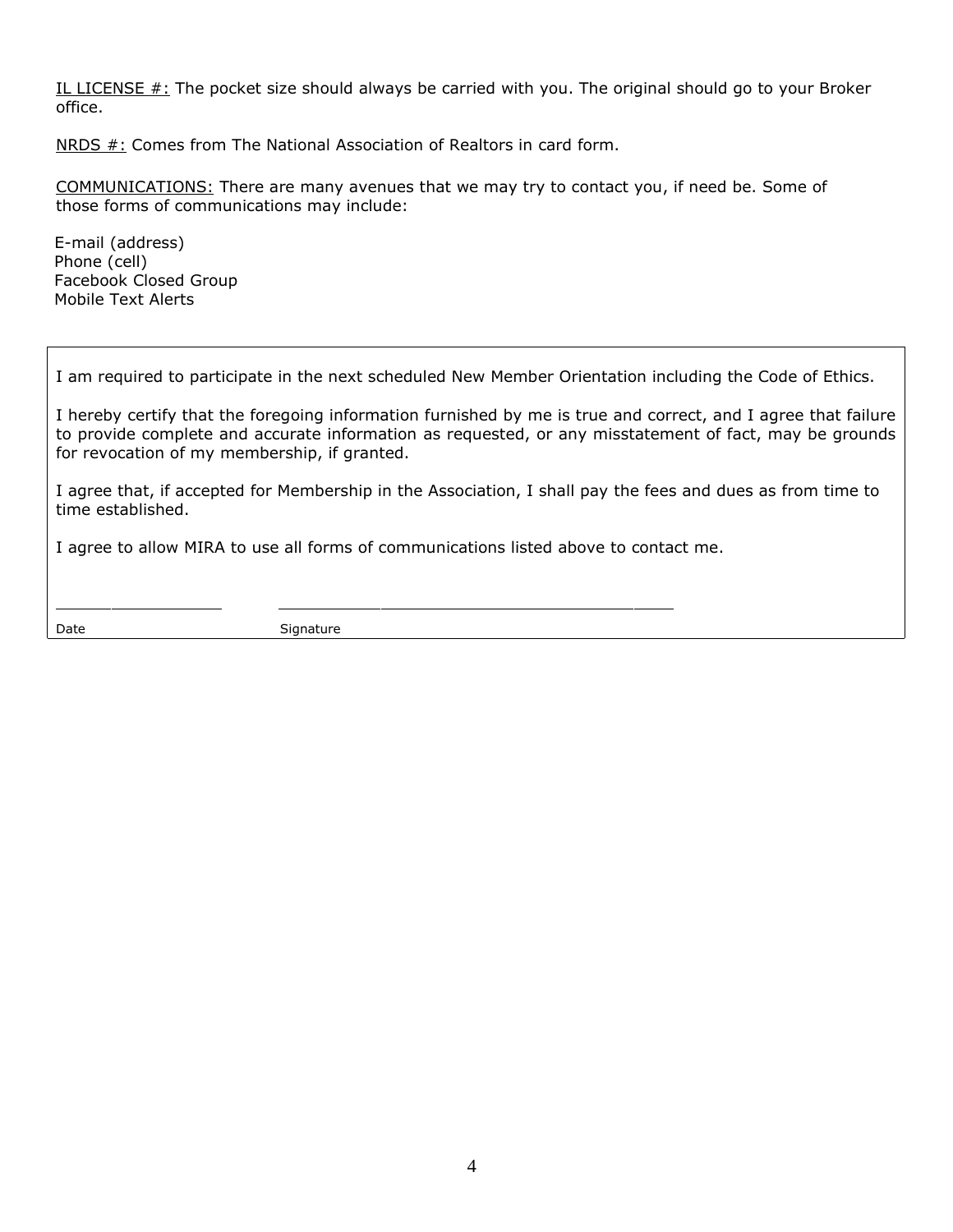<u>IL LICENSE #:</u> The pocket size should always be carried with you. The original should go to your Broker office.

<u>NRDS #:</u> Comes from The National Association of Realtors in card form.

<u>COMMUNICATIONS:</u> There are many avenues that we may try to contact you, if need be. Some of those forms of communications may include:

E-mail (address)
Phone (cell)
Facebook Closed Group
Mobile Text Alerts

---

I am required to participate in the next scheduled New Member Orientation including the Code of Ethics.

I hereby certify that the foregoing information furnished by me is true and correct, and I agree that failure to provide complete and accurate information as requested, or any misstatement of fact, may be grounds for revocation of my membership, if granted.

I agree that, if accepted for Membership in the Association, I shall pay the fees and dues as from time to time established.

I agree to allow MIRA to use all forms of communications listed above to contact me.

\_\_\_\_\_\_\_\_\_\_\_\_\_\_\_\_\_\_\_\_ \_\_\_\_\_\_\_\_\_\_\_\_\_\_\_\_\_\_\_\_\_\_\_\_\_\_\_\_\_\_\_\_\_\_\_\_\_\_\_\_\_\_\_\_

Date Signature

---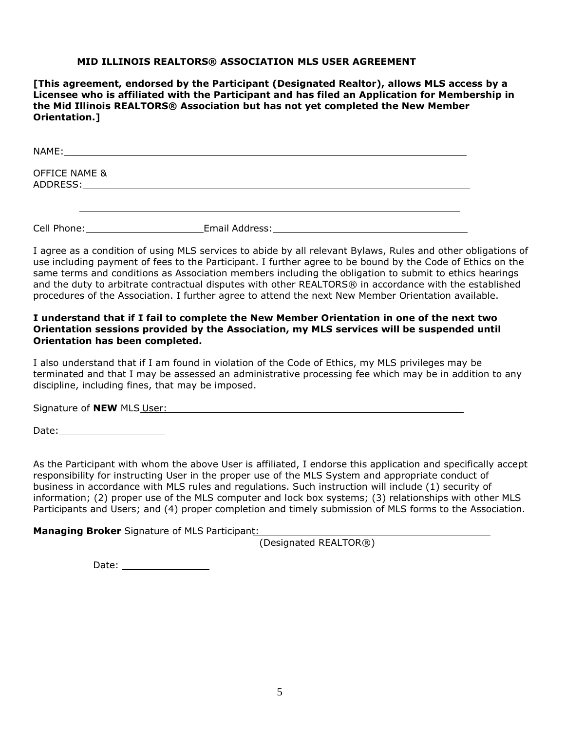## MID ILLINOIS REALTORS® ASSOCIATION MLS USER AGREEMENT

**[This agreement, endorsed by the Participant (Designated Realtor), allows MLS access by a Licensee who is affiliated with the Participant and has filed an Application for Membership in the Mid Illinois REALTORS® Association but has not yet completed the New Member Orientation.]**

NAME: ____________________________________________________________

OFFICE NAME &
ADDRESS: ____________________________________________________________

____________________________________________________________

Cell Phone: ____________________ Email Address: ______________________________

I agree as a condition of using MLS services to abide by all relevant Bylaws, Rules and other obligations of use including payment of fees to the Participant. I further agree to be bound by the Code of Ethics on the same terms and conditions as Association members including the obligation to submit to ethics hearings and the duty to arbitrate contractual disputes with other REALTORS® in accordance with the established procedures of the Association. I further agree to attend the next New Member Orientation available.

**I understand that if I fail to complete the New Member Orientation in one of the next two Orientation sessions provided by the Association, my MLS services will be suspended until Orientation has been completed.**

I also understand that if I am found in violation of the Code of Ethics, my MLS privileges may be terminated and that I may be assessed an administrative processing fee which may be in addition to any discipline, including fines, that may be imposed.

Signature of **NEW** MLS User: ____________________________________________________________

Date: ____________________

As the Participant with whom the above User is affiliated, I endorse this application and specifically accept responsibility for instructing User in the proper use of the MLS System and appropriate conduct of business in accordance with MLS rules and regulations. Such instruction will include (1) security of information; (2) proper use of the MLS computer and lock box systems; (3) relationships with other MLS Participants and Users; and (4) proper completion and timely submission of MLS forms to the Association.

**Managing Broker** Signature of MLS Participant: ____________________________________________
(Designated REALTOR®)

Date: ________________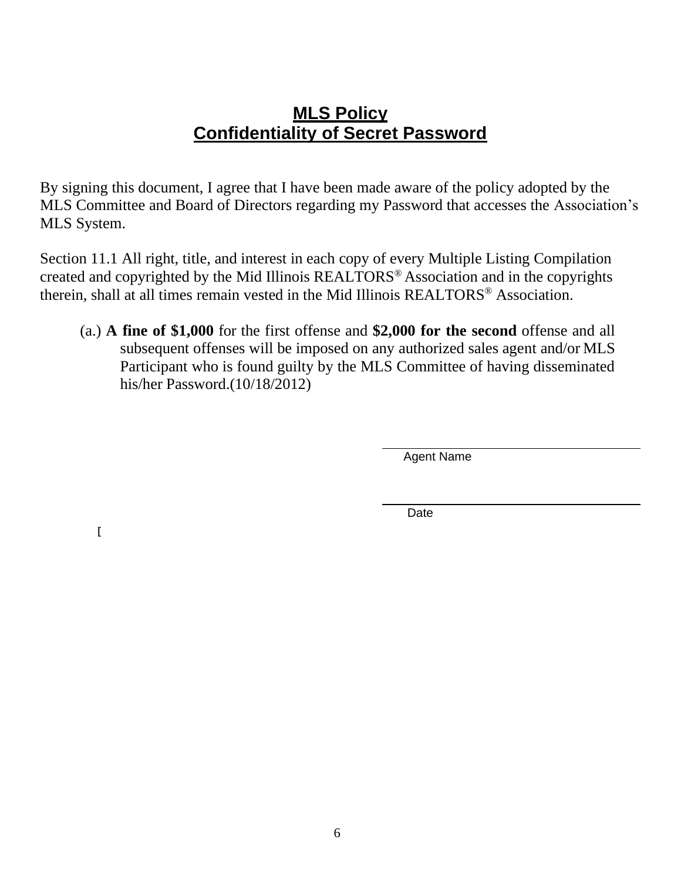# MLS Policy
# Confidentiality of Secret Password

By signing this document, I agree that I have been made aware of the policy adopted by the MLS Committee and Board of Directors regarding my Password that accesses the Association's MLS System.

Section 11.1 All right, title, and interest in each copy of every Multiple Listing Compilation created and copyrighted by the Mid Illinois REALTORS® Association and in the copyrights therein, shall at all times remain vested in the Mid Illinois REALTORS® Association.

(a.) **A fine of $1,000** for the first offense and **$2,000 for the second** offense and all subsequent offenses will be imposed on any authorized sales agent and/or MLS Participant who is found guilty by the MLS Committee of having disseminated his/her Password.(10/18/2012)

\_\_\_\_\_\_\_\_\_\_\_\_\_\_\_\_\_\_\_\_\_\_\_\_\_\_\_\_\_\_\_\_
Agent Name

\_\_\_\_\_\_\_\_\_\_\_\_\_\_\_\_\_\_\_\_\_\_\_\_\_\_\_\_\_\_\_\_
Date

[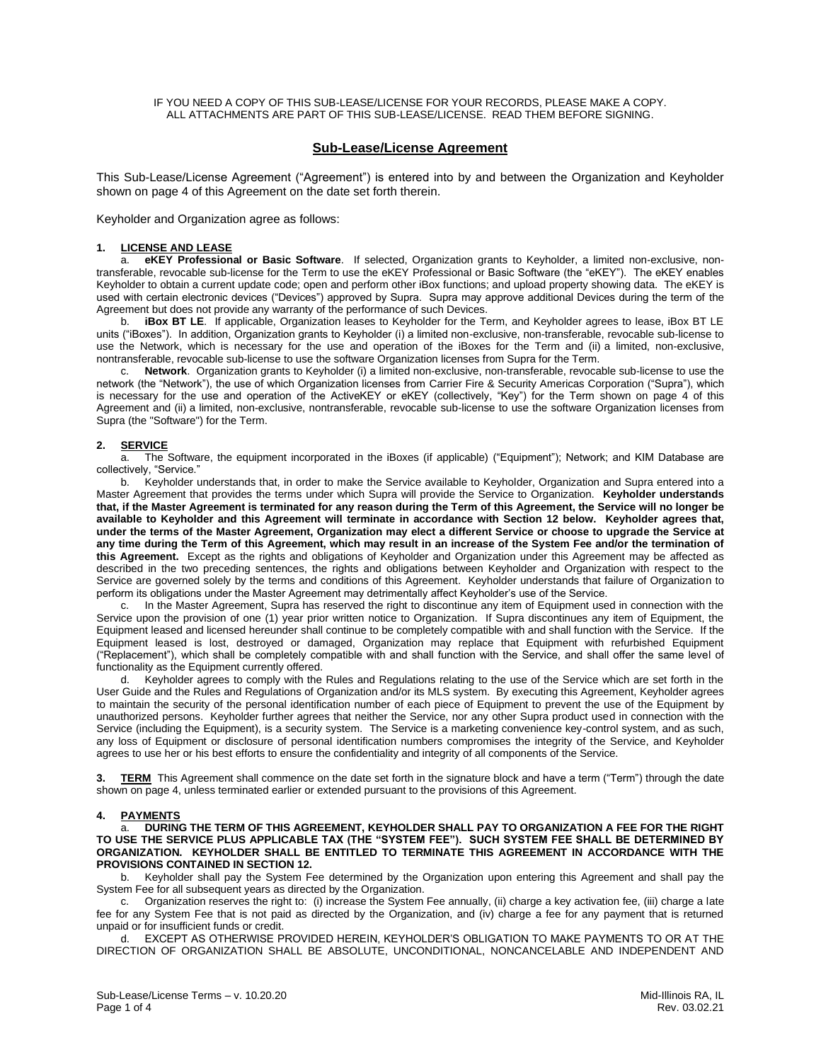IF YOU NEED A COPY OF THIS SUB-LEASE/LICENSE FOR YOUR RECORDS, PLEASE MAKE A COPY.
ALL ATTACHMENTS ARE PART OF THIS SUB-LEASE/LICENSE. READ THEM BEFORE SIGNING.

# Sub-Lease/License Agreement

This Sub-Lease/License Agreement ("Agreement") is entered into by and between the Organization and Keyholder shown on page 4 of this Agreement on the date set forth therein.

Keyholder and Organization agree as follows:

**1. LICENSE AND LEASE**

a. **eKEY Professional or Basic Software**. If selected, Organization grants to Keyholder, a limited non-exclusive, non-transferable, revocable sub-license for the Term to use the eKEY Professional or Basic Software (the "eKEY"). The eKEY enables Keyholder to obtain a current update code; open and perform other iBox functions; and upload property showing data. The eKEY is used with certain electronic devices ("Devices") approved by Supra. Supra may approve additional Devices during the term of the Agreement but does not provide any warranty of the performance of such Devices.

b. **iBox BT LE**. If applicable, Organization leases to Keyholder for the Term, and Keyholder agrees to lease, iBox BT LE units ("iBoxes"). In addition, Organization grants to Keyholder (i) a limited non-exclusive, non-transferable, revocable sub-license to use the Network, which is necessary for the use and operation of the iBoxes for the Term and (ii) a limited, non-exclusive, nontransferable, revocable sub-license to use the software Organization licenses from Supra for the Term.

c. **Network**. Organization grants to Keyholder (i) a limited non-exclusive, non-transferable, revocable sub-license to use the network (the "Network"), the use of which Organization licenses from Carrier Fire & Security Americas Corporation ("Supra"), which is necessary for the use and operation of the ActiveKEY or eKEY (collectively, "Key") for the Term shown on page 4 of this Agreement and (ii) a limited, non-exclusive, nontransferable, revocable sub-license to use the software Organization licenses from Supra (the "Software") for the Term.

**2. SERVICE**

a. The Software, the equipment incorporated in the iBoxes (if applicable) ("Equipment"); Network; and KIM Database are collectively, "Service."

b. Keyholder understands that, in order to make the Service available to Keyholder, Organization and Supra entered into a Master Agreement that provides the terms under which Supra will provide the Service to Organization. **Keyholder understands that, if the Master Agreement is terminated for any reason during the Term of this Agreement, the Service will no longer be available to Keyholder and this Agreement will terminate in accordance with Section 12 below. Keyholder agrees that, under the terms of the Master Agreement, Organization may elect a different Service or choose to upgrade the Service at any time during the Term of this Agreement, which may result in an increase of the System Fee and/or the termination of this Agreement.** Except as the rights and obligations of Keyholder and Organization under this Agreement may be affected as described in the two preceding sentences, the rights and obligations between Keyholder and Organization with respect to the Service are governed solely by the terms and conditions of this Agreement. Keyholder understands that failure of Organization to perform its obligations under the Master Agreement may detrimentally affect Keyholder's use of the Service.

c. In the Master Agreement, Supra has reserved the right to discontinue any item of Equipment used in connection with the Service upon the provision of one (1) year prior written notice to Organization. If Supra discontinues any item of Equipment, the Equipment leased and licensed hereunder shall continue to be completely compatible with and shall function with the Service. If the Equipment leased is lost, destroyed or damaged, Organization may replace that Equipment with refurbished Equipment ("Replacement"), which shall be completely compatible with and shall function with the Service, and shall offer the same level of functionality as the Equipment currently offered.

d. Keyholder agrees to comply with the Rules and Regulations relating to the use of the Service which are set forth in the User Guide and the Rules and Regulations of Organization and/or its MLS system. By executing this Agreement, Keyholder agrees to maintain the security of the personal identification number of each piece of Equipment to prevent the use of the Equipment by unauthorized persons. Keyholder further agrees that neither the Service, nor any other Supra product used in connection with the Service (including the Equipment), is a security system. The Service is a marketing convenience key-control system, and as such, any loss of Equipment or disclosure of personal identification numbers compromises the integrity of the Service, and Keyholder agrees to use her or his best efforts to ensure the confidentiality and integrity of all components of the Service.

**3. TERM** This Agreement shall commence on the date set forth in the signature block and have a term ("Term") through the date shown on page 4, unless terminated earlier or extended pursuant to the provisions of this Agreement.

**4. PAYMENTS**

a. **DURING THE TERM OF THIS AGREEMENT, KEYHOLDER SHALL PAY TO ORGANIZATION A FEE FOR THE RIGHT TO USE THE SERVICE PLUS APPLICABLE TAX (THE "SYSTEM FEE"). SUCH SYSTEM FEE SHALL BE DETERMINED BY ORGANIZATION. KEYHOLDER SHALL BE ENTITLED TO TERMINATE THIS AGREEMENT IN ACCORDANCE WITH THE PROVISIONS CONTAINED IN SECTION 12.**

b. Keyholder shall pay the System Fee determined by the Organization upon entering this Agreement and shall pay the System Fee for all subsequent years as directed by the Organization.

c. Organization reserves the right to: (i) increase the System Fee annually, (ii) charge a key activation fee, (iii) charge a late fee for any System Fee that is not paid as directed by the Organization, and (iv) charge a fee for any payment that is returned unpaid or for insufficient funds or credit.

d. EXCEPT AS OTHERWISE PROVIDED HEREIN, KEYHOLDER'S OBLIGATION TO MAKE PAYMENTS TO OR AT THE DIRECTION OF ORGANIZATION SHALL BE ABSOLUTE, UNCONDITIONAL, NONCANCELABLE AND INDEPENDENT AND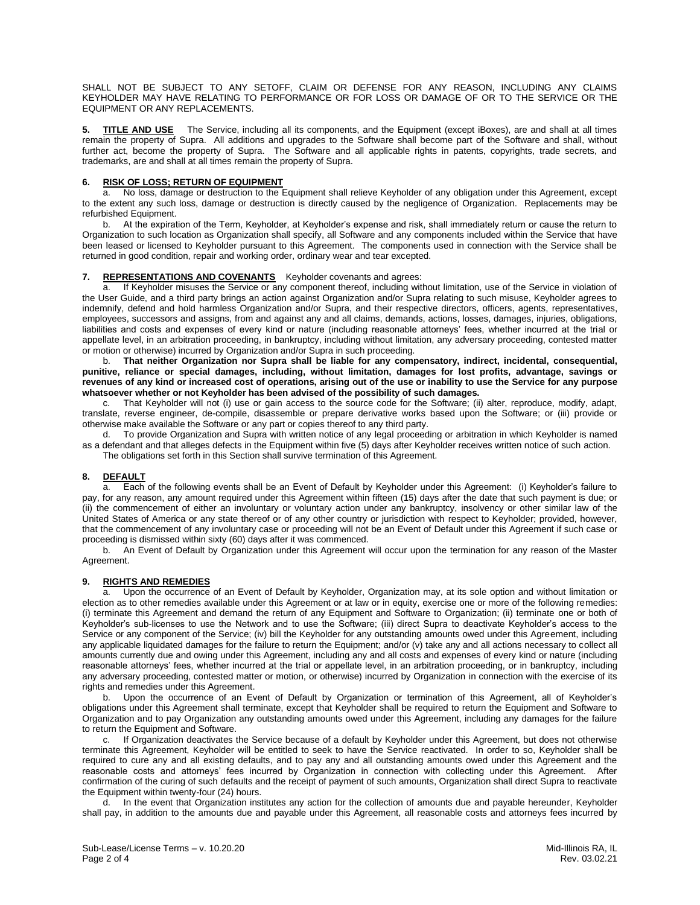SHALL NOT BE SUBJECT TO ANY SETOFF, CLAIM OR DEFENSE FOR ANY REASON, INCLUDING ANY CLAIMS KEYHOLDER MAY HAVE RELATING TO PERFORMANCE OR FOR LOSS OR DAMAGE OF OR TO THE SERVICE OR THE EQUIPMENT OR ANY REPLACEMENTS.

**5. TITLE AND USE** The Service, including all its components, and the Equipment (except iBoxes), are and shall at all times remain the property of Supra. All additions and upgrades to the Software shall become part of the Software and shall, without further act, become the property of Supra. The Software and all applicable rights in patents, copyrights, trade secrets, and trademarks, are and shall at all times remain the property of Supra.

**6. RISK OF LOSS; RETURN OF EQUIPMENT**

a. No loss, damage or destruction to the Equipment shall relieve Keyholder of any obligation under this Agreement, except to the extent any such loss, damage or destruction is directly caused by the negligence of Organization. Replacements may be refurbished Equipment.

b. At the expiration of the Term, Keyholder, at Keyholder's expense and risk, shall immediately return or cause the return to Organization to such location as Organization shall specify, all Software and any components included within the Service that have been leased or licensed to Keyholder pursuant to this Agreement. The components used in connection with the Service shall be returned in good condition, repair and working order, ordinary wear and tear excepted.

**7. REPRESENTATIONS AND COVENANTS** Keyholder covenants and agrees:

a. If Keyholder misuses the Service or any component thereof, including without limitation, use of the Service in violation of the User Guide, and a third party brings an action against Organization and/or Supra relating to such misuse, Keyholder agrees to indemnify, defend and hold harmless Organization and/or Supra, and their respective directors, officers, agents, representatives, employees, successors and assigns, from and against any and all claims, demands, actions, losses, damages, injuries, obligations, liabilities and costs and expenses of every kind or nature (including reasonable attorneys' fees, whether incurred at the trial or appellate level, in an arbitration proceeding, in bankruptcy, including without limitation, any adversary proceeding, contested matter or motion or otherwise) incurred by Organization and/or Supra in such proceeding.

b. **That neither Organization nor Supra shall be liable for any compensatory, indirect, incidental, consequential, punitive, reliance or special damages, including, without limitation, damages for lost profits, advantage, savings or revenues of any kind or increased cost of operations, arising out of the use or inability to use the Service for any purpose whatsoever whether or not Keyholder has been advised of the possibility of such damages.**

c. That Keyholder will not (i) use or gain access to the source code for the Software; (ii) alter, reproduce, modify, adapt, translate, reverse engineer, de-compile, disassemble or prepare derivative works based upon the Software; or (iii) provide or otherwise make available the Software or any part or copies thereof to any third party.

d. To provide Organization and Supra with written notice of any legal proceeding or arbitration in which Keyholder is named as a defendant and that alleges defects in the Equipment within five (5) days after Keyholder receives written notice of such action.

The obligations set forth in this Section shall survive termination of this Agreement.

**8. DEFAULT**

a. Each of the following events shall be an Event of Default by Keyholder under this Agreement: (i) Keyholder's failure to pay, for any reason, any amount required under this Agreement within fifteen (15) days after the date that such payment is due; or (ii) the commencement of either an involuntary or voluntary action under any bankruptcy, insolvency or other similar law of the United States of America or any state thereof or of any other country or jurisdiction with respect to Keyholder; provided, however, that the commencement of any involuntary case or proceeding will not be an Event of Default under this Agreement if such case or proceeding is dismissed within sixty (60) days after it was commenced.

b. An Event of Default by Organization under this Agreement will occur upon the termination for any reason of the Master Agreement.

**9. RIGHTS AND REMEDIES**

a. Upon the occurrence of an Event of Default by Keyholder, Organization may, at its sole option and without limitation or election as to other remedies available under this Agreement or at law or in equity, exercise one or more of the following remedies: (i) terminate this Agreement and demand the return of any Equipment and Software to Organization; (ii) terminate one or both of Keyholder's sub-licenses to use the Network and to use the Software; (iii) direct Supra to deactivate Keyholder's access to the Service or any component of the Service; (iv) bill the Keyholder for any outstanding amounts owed under this Agreement, including any applicable liquidated damages for the failure to return the Equipment; and/or (v) take any and all actions necessary to collect all amounts currently due and owing under this Agreement, including any and all costs and expenses of every kind or nature (including reasonable attorneys' fees, whether incurred at the trial or appellate level, in an arbitration proceeding, or in bankruptcy, including any adversary proceeding, contested matter or motion, or otherwise) incurred by Organization in connection with the exercise of its rights and remedies under this Agreement.

b. Upon the occurrence of an Event of Default by Organization or termination of this Agreement, all of Keyholder's obligations under this Agreement shall terminate, except that Keyholder shall be required to return the Equipment and Software to Organization and to pay Organization any outstanding amounts owed under this Agreement, including any damages for the failure to return the Equipment and Software.

c. If Organization deactivates the Service because of a default by Keyholder under this Agreement, but does not otherwise terminate this Agreement, Keyholder will be entitled to seek to have the Service reactivated. In order to so, Keyholder shall be required to cure any and all existing defaults, and to pay any and all outstanding amounts owed under this Agreement and the reasonable costs and attorneys' fees incurred by Organization in connection with collecting under this Agreement. After confirmation of the curing of such defaults and the receipt of payment of such amounts, Organization shall direct Supra to reactivate the Equipment within twenty-four (24) hours.

d. In the event that Organization institutes any action for the collection of amounts due and payable hereunder, Keyholder shall pay, in addition to the amounts due and payable under this Agreement, all reasonable costs and attorneys fees incurred by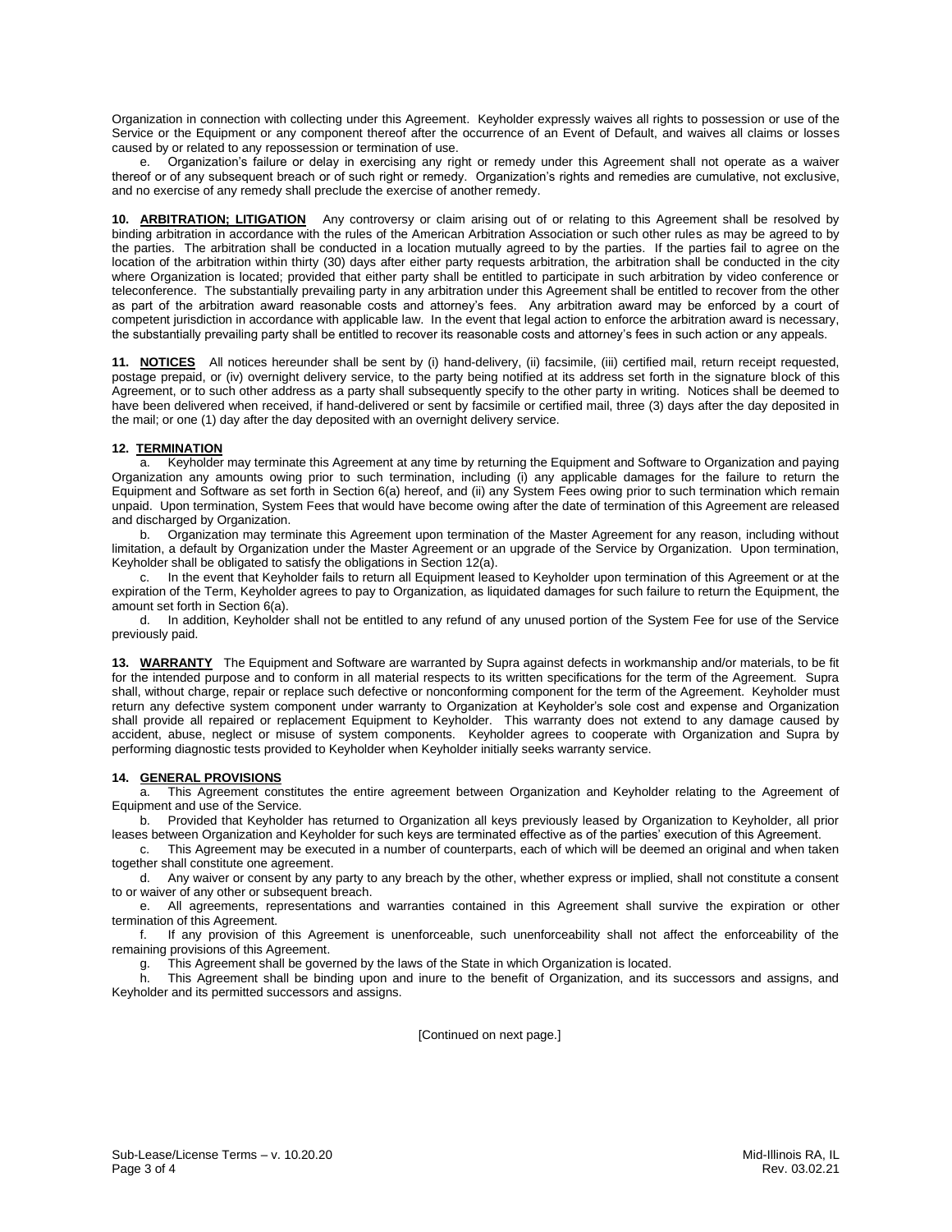Organization in connection with collecting under this Agreement. Keyholder expressly waives all rights to possession or use of the Service or the Equipment or any component thereof after the occurrence of an Event of Default, and waives all claims or losses caused by or related to any repossession or termination of use.

e. Organization's failure or delay in exercising any right or remedy under this Agreement shall not operate as a waiver thereof or of any subsequent breach or of such right or remedy. Organization's rights and remedies are cumulative, not exclusive, and no exercise of any remedy shall preclude the exercise of another remedy.

**10. ARBITRATION; LITIGATION** Any controversy or claim arising out of or relating to this Agreement shall be resolved by binding arbitration in accordance with the rules of the American Arbitration Association or such other rules as may be agreed to by the parties. The arbitration shall be conducted in a location mutually agreed to by the parties. If the parties fail to agree on the location of the arbitration within thirty (30) days after either party requests arbitration, the arbitration shall be conducted in the city where Organization is located; provided that either party shall be entitled to participate in such arbitration by video conference or teleconference. The substantially prevailing party in any arbitration under this Agreement shall be entitled to recover from the other as part of the arbitration award reasonable costs and attorney's fees. Any arbitration award may be enforced by a court of competent jurisdiction in accordance with applicable law. In the event that legal action to enforce the arbitration award is necessary, the substantially prevailing party shall be entitled to recover its reasonable costs and attorney's fees in such action or any appeals.

**11. NOTICES** All notices hereunder shall be sent by (i) hand-delivery, (ii) facsimile, (iii) certified mail, return receipt requested, postage prepaid, or (iv) overnight delivery service, to the party being notified at its address set forth in the signature block of this Agreement, or to such other address as a party shall subsequently specify to the other party in writing. Notices shall be deemed to have been delivered when received, if hand-delivered or sent by facsimile or certified mail, three (3) days after the day deposited in the mail; or one (1) day after the day deposited with an overnight delivery service.

**12. TERMINATION**

a. Keyholder may terminate this Agreement at any time by returning the Equipment and Software to Organization and paying Organization any amounts owing prior to such termination, including (i) any applicable damages for the failure to return the Equipment and Software as set forth in Section 6(a) hereof, and (ii) any System Fees owing prior to such termination which remain unpaid. Upon termination, System Fees that would have become owing after the date of termination of this Agreement are released and discharged by Organization.

b. Organization may terminate this Agreement upon termination of the Master Agreement for any reason, including without limitation, a default by Organization under the Master Agreement or an upgrade of the Service by Organization. Upon termination, Keyholder shall be obligated to satisfy the obligations in Section 12(a).

c. In the event that Keyholder fails to return all Equipment leased to Keyholder upon termination of this Agreement or at the expiration of the Term, Keyholder agrees to pay to Organization, as liquidated damages for such failure to return the Equipment, the amount set forth in Section 6(a).

d. In addition, Keyholder shall not be entitled to any refund of any unused portion of the System Fee for use of the Service previously paid.

**13. WARRANTY** The Equipment and Software are warranted by Supra against defects in workmanship and/or materials, to be fit for the intended purpose and to conform in all material respects to its written specifications for the term of the Agreement. Supra shall, without charge, repair or replace such defective or nonconforming component for the term of the Agreement. Keyholder must return any defective system component under warranty to Organization at Keyholder's sole cost and expense and Organization shall provide all repaired or replacement Equipment to Keyholder. This warranty does not extend to any damage caused by accident, abuse, neglect or misuse of system components. Keyholder agrees to cooperate with Organization and Supra by performing diagnostic tests provided to Keyholder when Keyholder initially seeks warranty service.

**14. GENERAL PROVISIONS**

a. This Agreement constitutes the entire agreement between Organization and Keyholder relating to the Agreement of Equipment and use of the Service.

b. Provided that Keyholder has returned to Organization all keys previously leased by Organization to Keyholder, all prior leases between Organization and Keyholder for such keys are terminated effective as of the parties' execution of this Agreement.

c. This Agreement may be executed in a number of counterparts, each of which will be deemed an original and when taken together shall constitute one agreement.

d. Any waiver or consent by any party to any breach by the other, whether express or implied, shall not constitute a consent to or waiver of any other or subsequent breach.

e. All agreements, representations and warranties contained in this Agreement shall survive the expiration or other termination of this Agreement.

f. If any provision of this Agreement is unenforceable, such unenforceability shall not affect the enforceability of the remaining provisions of this Agreement.

g. This Agreement shall be governed by the laws of the State in which Organization is located.

h. This Agreement shall be binding upon and inure to the benefit of Organization, and its successors and assigns, and Keyholder and its permitted successors and assigns.

[Continued on next page.]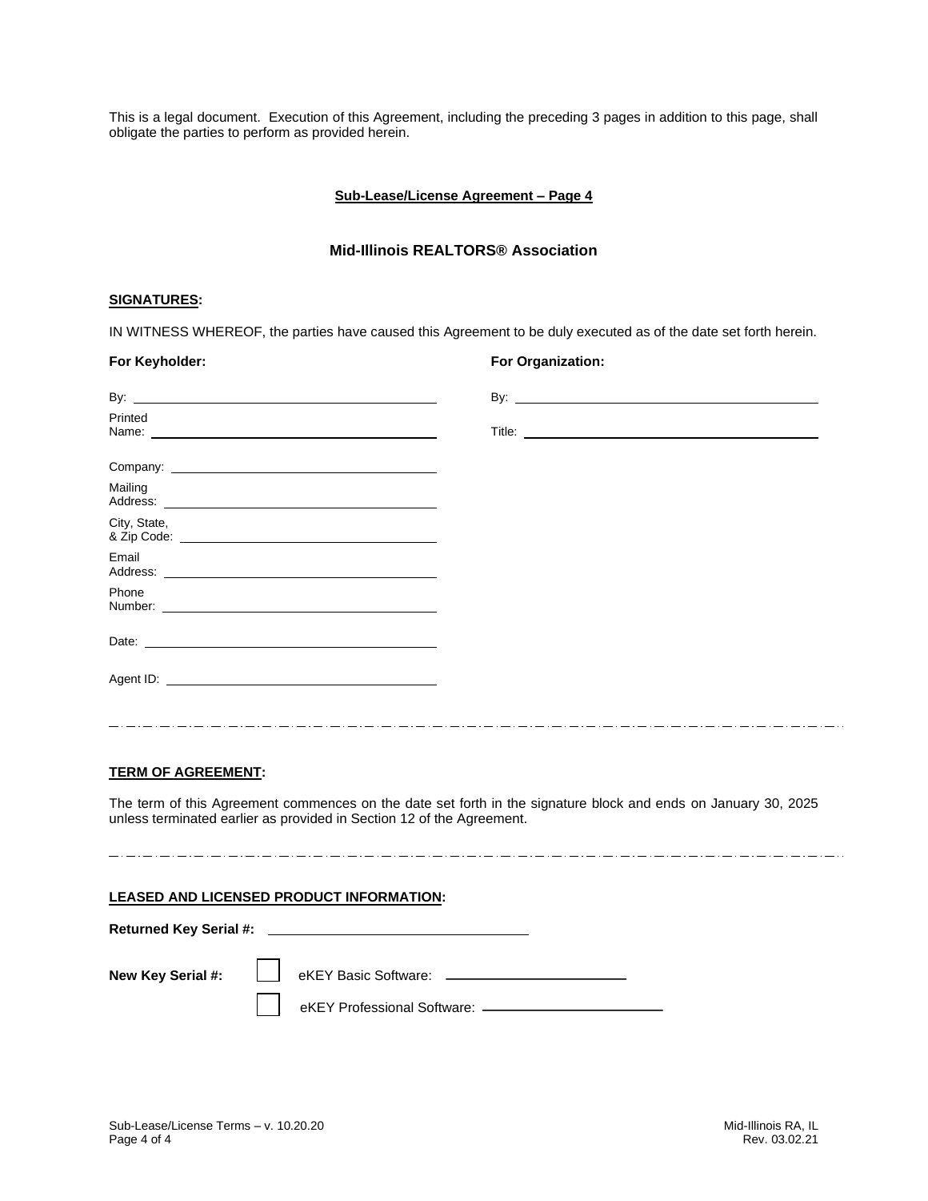This is a legal document. Execution of this Agreement, including the preceding 3 pages in addition to this page, shall obligate the parties to perform as provided herein.

**Sub-Lease/License Agreement – Page 4**

## Mid-Illinois REALTORS® Association

**SIGNATURES:**

IN WITNESS WHEREOF, the parties have caused this Agreement to be duly executed as of the date set forth herein.

| For Keyholder: | For Organization: |
|---|---|
| By: ______________________________ | By: ______________________________ |
| Printed Name: ______________________________ | Title: ______________________________ |
| Company: ______________________________ | |
| Mailing Address: ______________________________ | |
| City, State, & Zip Code: ______________________________ | |
| Email Address: ______________________________ | |
| Phone Number: ______________________________ | |
| Date: ______________________________ | |
| Agent ID: ______________________________ | |

---

**TERM OF AGREEMENT:**

The term of this Agreement commences on the date set forth in the signature block and ends on January 30, 2025 unless terminated earlier as provided in Section 12 of the Agreement.

---

**LEASED AND LICENSED PRODUCT INFORMATION:**

**Returned Key Serial #:** ______________________________

**New Key Serial #:**

- ☐ eKEY Basic Software: ______________________________
- ☐ eKEY Professional Software: ______________________________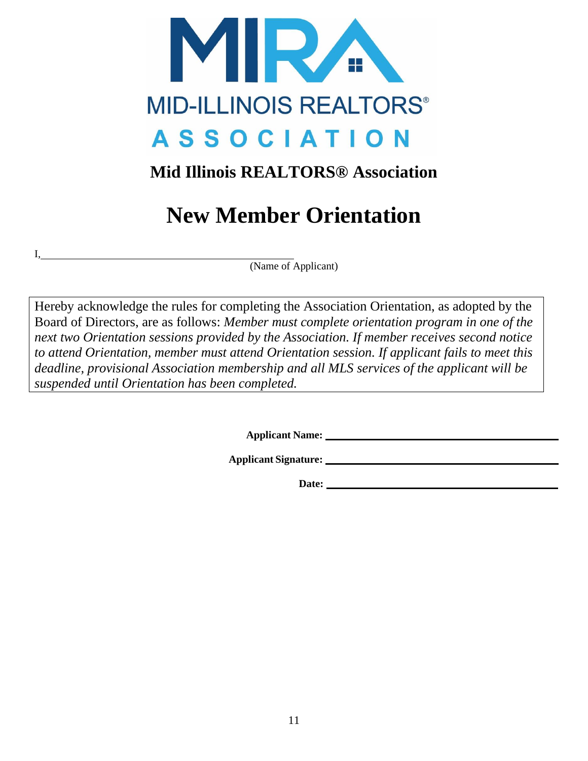MIRA

MID-ILLINOIS REALTORS®

ASSOCIATION

## Mid Illinois REALTORS® Association

# New Member Orientation

I, \_\_\_\_\_\_\_\_\_\_\_\_\_\_\_\_\_\_\_\_\_\_\_\_\_\_\_\_\_\_\_\_\_\_\_\_\_\_\_\_
(Name of Applicant)

Hereby acknowledge the rules for completing the Association Orientation, as adopted by the Board of Directors, are as follows: *Member must complete orientation program in one of the next two Orientation sessions provided by the Association. If member receives second notice to attend Orientation, member must attend Orientation session. If applicant fails to meet this deadline, provisional Association membership and all MLS services of the applicant will be suspended until Orientation has been completed.*

**Applicant Name:** \_\_\_\_\_\_\_\_\_\_\_\_\_\_\_\_\_\_\_\_\_\_\_\_\_\_\_\_\_\_\_\_\_\_\_\_\_\_\_\_

**Applicant Signature:** \_\_\_\_\_\_\_\_\_\_\_\_\_\_\_\_\_\_\_\_\_\_\_\_\_\_\_\_\_\_\_\_\_\_\_\_\_\_\_\_

**Date:** \_\_\_\_\_\_\_\_\_\_\_\_\_\_\_\_\_\_\_\_\_\_\_\_\_\_\_\_\_\_\_\_\_\_\_\_\_\_\_\_